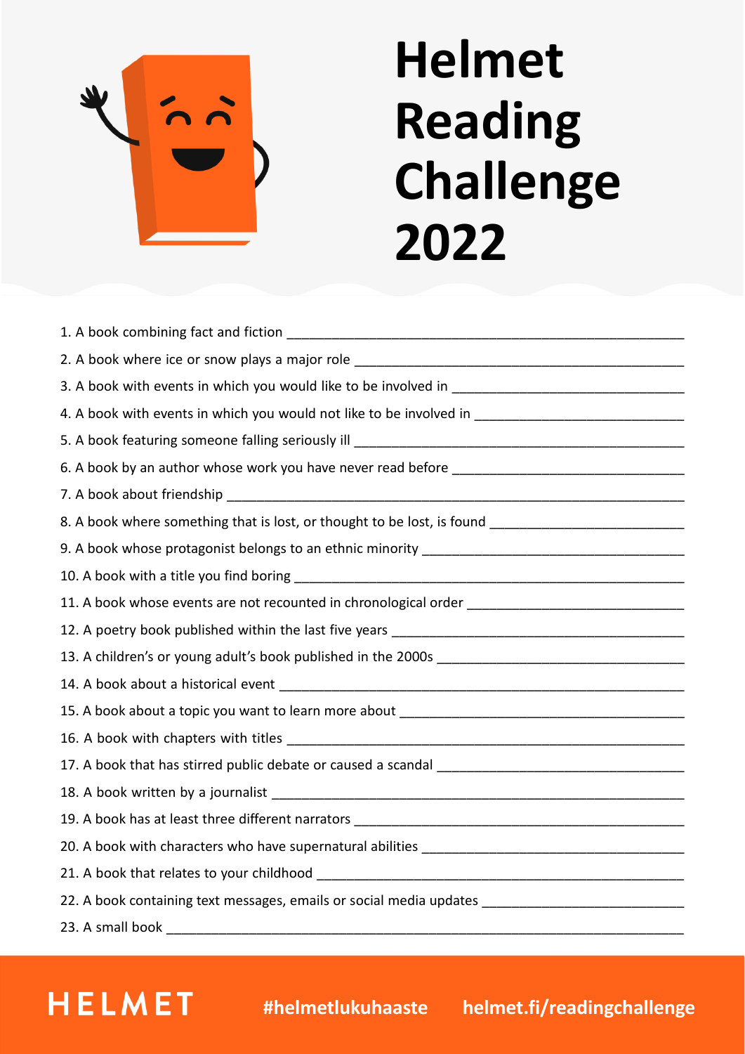# Helmet Reading Challenge 2022

1. A book combining fact and fiction ____________________
2. A book where ice or snow plays a major role ____________________
3. A book with events in which you would like to be involved in ____________________
4. A book with events in which you would not like to be involved in ____________________
5. A book featuring someone falling seriously ill ____________________
6. A book by an author whose work you have never read before ____________________
7. A book about friendship ____________________
8. A book where something that is lost, or thought to be lost, is found ____________________
9. A book whose protagonist belongs to an ethnic minority ____________________
10. A book with a title you find boring ____________________
11. A book whose events are not recounted in chronological order ____________________
12. A poetry book published within the last five years ____________________
13. A children's or young adult's book published in the 2000s ____________________
14. A book about a historical event ____________________
15. A book about a topic you want to learn more about ____________________
16. A book with chapters with titles ____________________
17. A book that has stirred public debate or caused a scandal ____________________
18. A book written by a journalist ____________________
19. A book has at least three different narrators ____________________
20. A book with characters who have supernatural abilities ____________________
21. A book that relates to your childhood ____________________
22. A book containing text messages, emails or social media updates ____________________
23. A small book ____________________

HELMET #helmetlukuhaaste helmet.fi/readingchallenge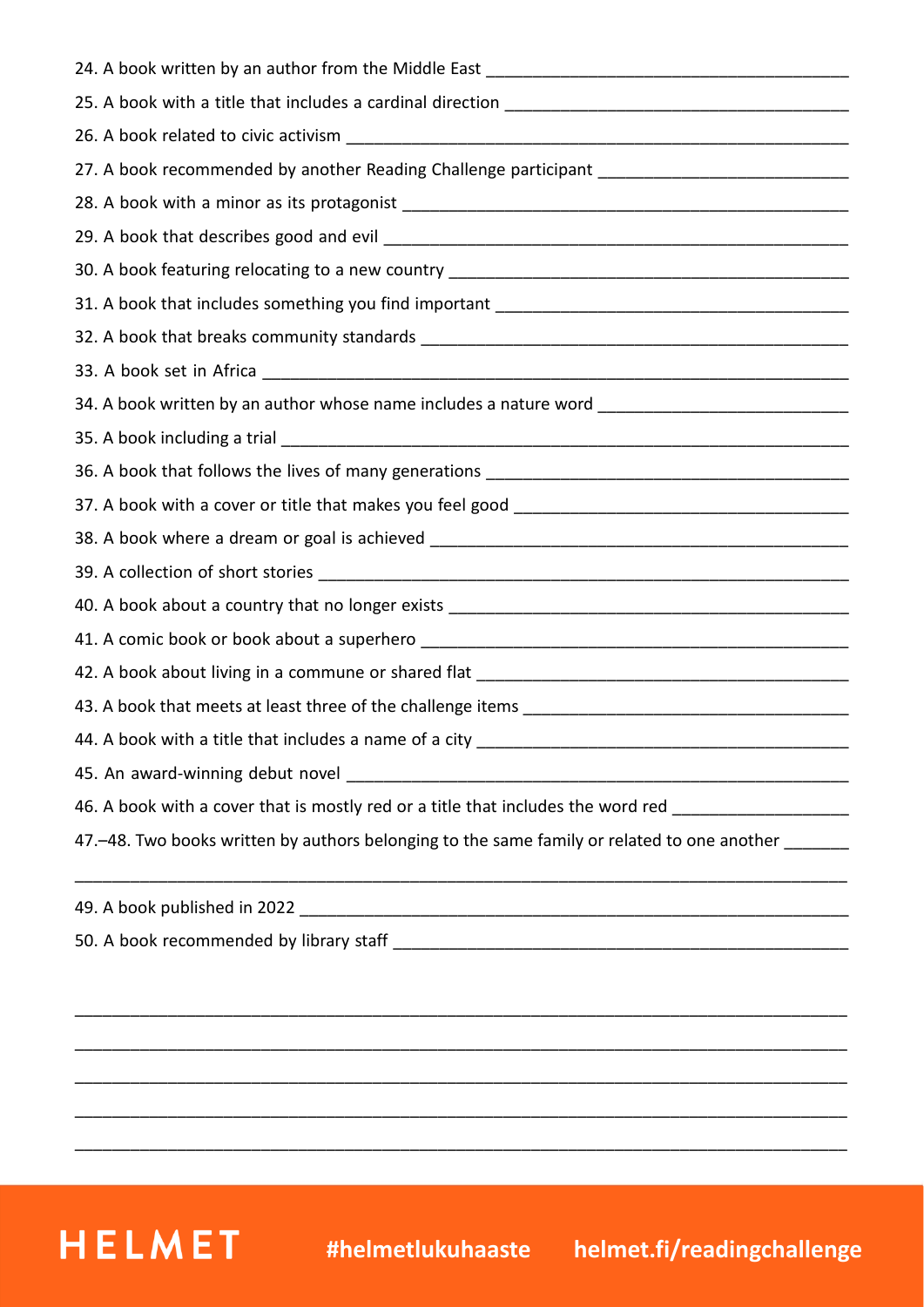24. A book written by an author from the Middle East ______________________________________

25. A book with a title that includes a cardinal direction ___________________________________

26. A book related to civic activism _______________________________________________

27. A book recommended by another Reading Challenge participant _________________________

28. A book with a minor as its protagonist ___________________________________________

29. A book that describes good and evil ____________________________________________

30. A book featuring relocating to a new country ______________________________________

31. A book that includes something you find important __________________________________

32. A book that breaks community standards _________________________________________

33. A book set in Africa ______________________________________________________

34. A book written by an author whose name includes a nature word _________________________

35. A book including a trial ___________________________________________________

36. A book that follows the lives of many generations ____________________________________

37. A book with a cover or title that makes you feel good __________________________________

38. A book where a dream or goal is achieved _________________________________________

39. A collection of short stories _________________________________________________

40. A book about a country that no longer exists _______________________________________

41. A comic book or book about a superhero _________________________________________

42. A book about living in a commune or shared flat ____________________________________

43. A book that meets at least three of the challenge items __________________________________

44. A book with a title that includes a name of a city ____________________________________

45. An award-winning debut novel _________________________________________________

46. A book with a cover that is mostly red or a title that includes the word red ________________

47.–48. Two books written by authors belonging to the same family or related to one another _______

_____________________________________________________________________________

49. A book published in 2022 ___________________________________________________

50. A book recommended by library staff ___________________________________________

_____________________________________________________________________________

_____________________________________________________________________________

_____________________________________________________________________________

_____________________________________________________________________________

_____________________________________________________________________________

HELMET #helmetlukuhaaste helmet.fi/readingchallenge